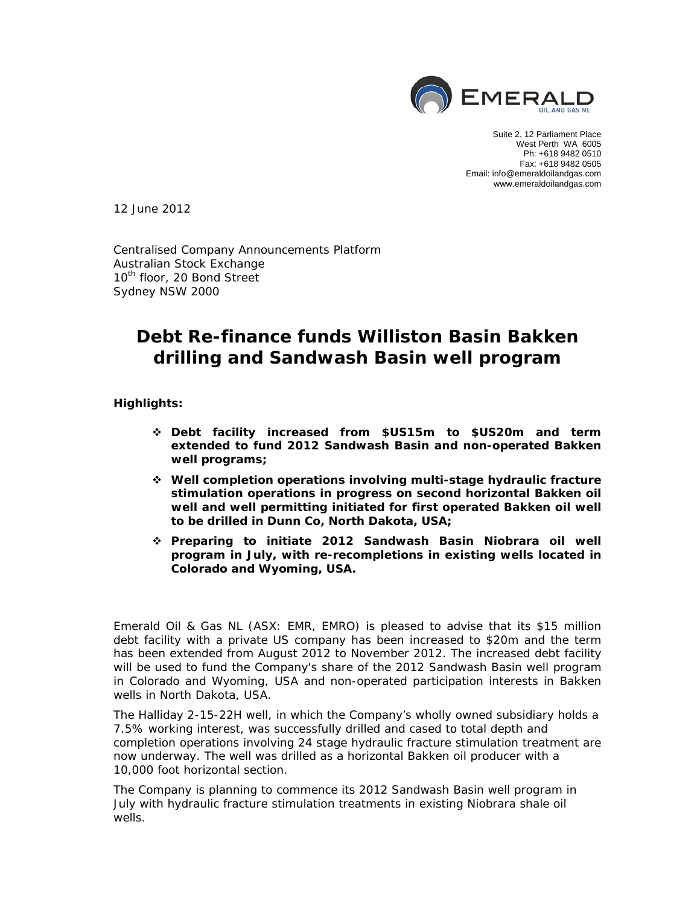Suite 2, 12 Parliament Place
West Perth WA 6005
Ph: +618 9482 0510
Fax: +618 9482 0505
Email: info@emeraldoilandgas.com
www.emeraldoilandgas.com

12 June 2012

Centralised Company Announcements Platform
Australian Stock Exchange
10th floor, 20 Bond Street
Sydney NSW 2000

# Debt Re-finance funds Williston Basin Bakken drilling and Sandwash Basin well program

**Highlights:**

- **Debt facility increased from $US15m to $US20m and term extended to fund 2012 Sandwash Basin and non-operated Bakken well programs;**
- **Well completion operations involving multi-stage hydraulic fracture stimulation operations in progress on second horizontal Bakken oil well and well permitting initiated for first operated Bakken oil well to be drilled in Dunn Co, North Dakota, USA;**
- **Preparing to initiate 2012 Sandwash Basin Niobrara oil well program in July, with re-recompletions in existing wells located in Colorado and Wyoming, USA.**

Emerald Oil & Gas NL (ASX: EMR, EMRO) is pleased to advise that its $15 million debt facility with a private US company has been increased to $20m and the term has been extended from August 2012 to November 2012. The increased debt facility will be used to fund the Company's share of the 2012 Sandwash Basin well program in Colorado and Wyoming, USA and non-operated participation interests in Bakken wells in North Dakota, USA.

The Halliday 2-15-22H well, in which the Company's wholly owned subsidiary holds a 7.5% working interest, was successfully drilled and cased to total depth and completion operations involving 24 stage hydraulic fracture stimulation treatment are now underway. The well was drilled as a horizontal Bakken oil producer with a 10,000 foot horizontal section.

The Company is planning to commence its 2012 Sandwash Basin well program in July with hydraulic fracture stimulation treatments in existing Niobrara shale oil wells.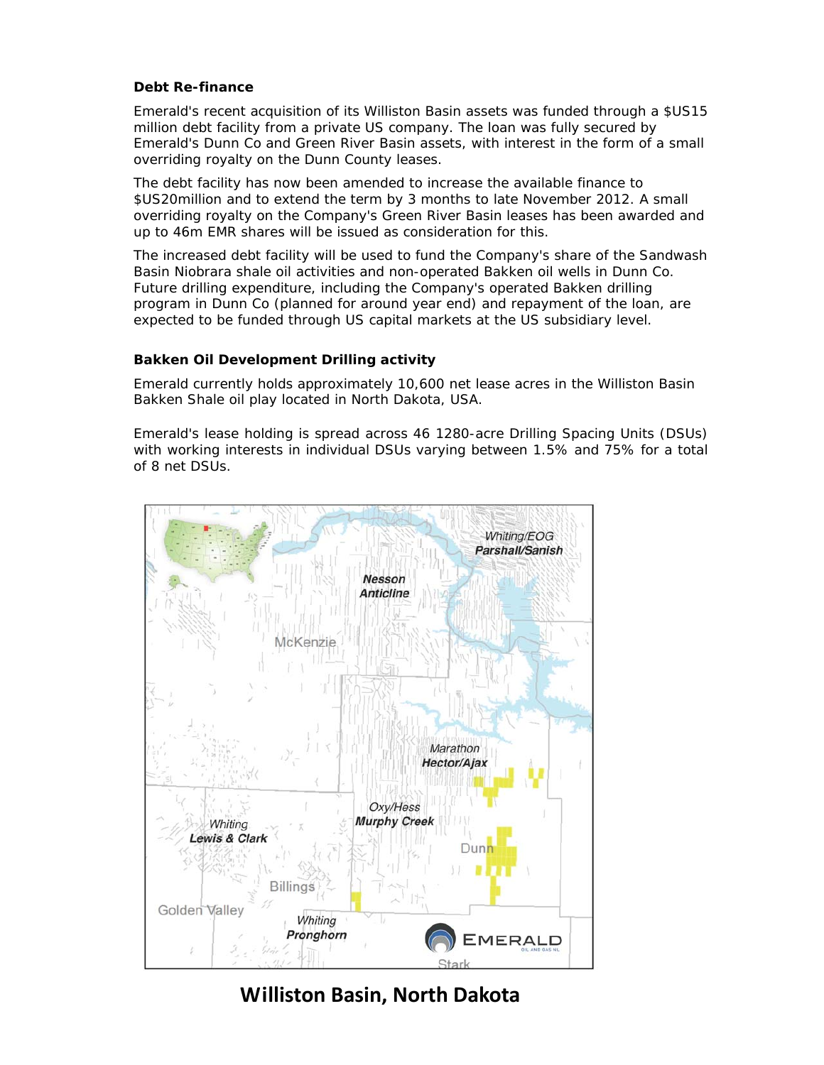**Debt Re-finance**

Emerald's recent acquisition of its Williston Basin assets was funded through a $US15 million debt facility from a private US company. The loan was fully secured by Emerald's Dunn Co and Green River Basin assets, with interest in the form of a small overriding royalty on the Dunn County leases.

The debt facility has now been amended to increase the available finance to $US20million and to extend the term by 3 months to late November 2012. A small overriding royalty on the Company's Green River Basin leases has been awarded and up to 46m EMR shares will be issued as consideration for this.

The increased debt facility will be used to fund the Company's share of the Sandwash Basin Niobrara shale oil activities and non-operated Bakken oil wells in Dunn Co. Future drilling expenditure, including the Company's operated Bakken drilling program in Dunn Co (planned for around year end) and repayment of the loan, are expected to be funded through US capital markets at the US subsidiary level.

**Bakken Oil Development Drilling activity**

Emerald currently holds approximately 10,600 net lease acres in the Williston Basin Bakken Shale oil play located in North Dakota, USA.

Emerald's lease holding is spread across 46 1280-acre Drilling Spacing Units (DSUs) with working interests in individual DSUs varying between 1.5% and 75% for a total of 8 net DSUs.

**Williston Basin, North Dakota**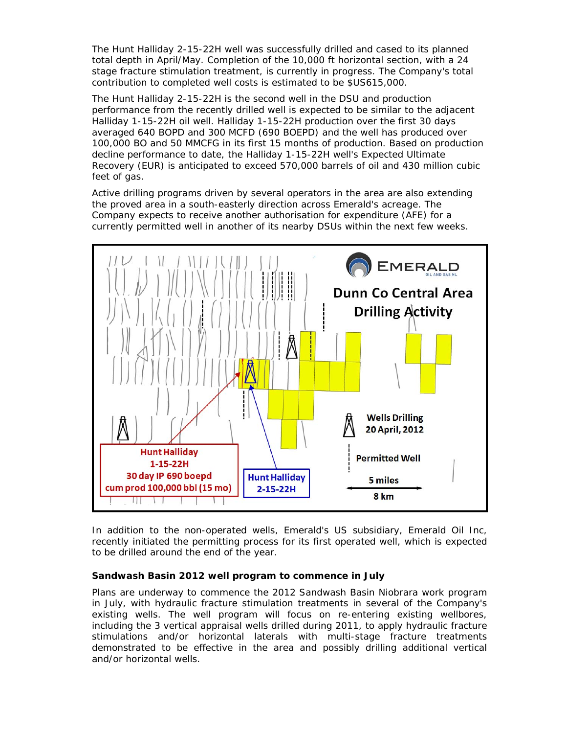The Hunt Halliday 2-15-22H well was successfully drilled and cased to its planned total depth in April/May. Completion of the 10,000 ft horizontal section, with a 24 stage fracture stimulation treatment, is currently in progress. The Company's total contribution to completed well costs is estimated to be $US615,000.

The Hunt Halliday 2-15-22H is the second well in the DSU and production performance from the recently drilled well is expected to be similar to the adjacent Halliday 1-15-22H oil well. Halliday 1-15-22H production over the first 30 days averaged 640 BOPD and 300 MCFD (690 BOEPD) and the well has produced over 100,000 BO and 50 MMCFG in its first 15 months of production. Based on production decline performance to date, the Halliday 1-15-22H well's Expected Ultimate Recovery (EUR) is anticipated to exceed 570,000 barrels of oil and 430 million cubic feet of gas.

Active drilling programs driven by several operators in the area are also extending the proved area in a south-easterly direction across Emerald's acreage. The Company expects to receive another authorisation for expenditure (AFE) for a currently permitted well in another of its nearby DSUs within the next few weeks.

In addition to the non-operated wells, Emerald's US subsidiary, Emerald Oil Inc, recently initiated the permitting process for its first operated well, which is expected to be drilled around the end of the year.

**Sandwash Basin 2012 well program to commence in July**

Plans are underway to commence the 2012 Sandwash Basin Niobrara work program in July, with hydraulic fracture stimulation treatments in several of the Company's existing wells. The well program will focus on re-entering existing wellbores, including the 3 vertical appraisal wells drilled during 2011, to apply hydraulic fracture stimulations and/or horizontal laterals with multi-stage fracture treatments demonstrated to be effective in the area and possibly drilling additional vertical and/or horizontal wells.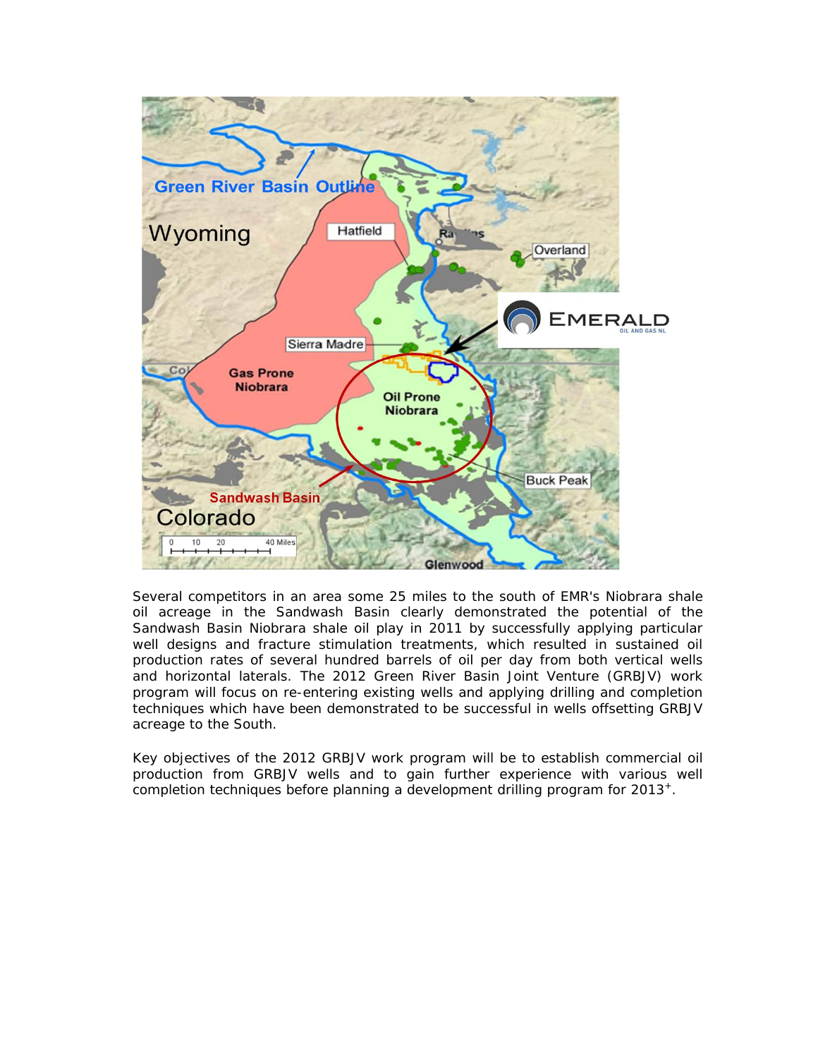Several competitors in an area some 25 miles to the south of EMR's Niobrara shale oil acreage in the Sandwash Basin clearly demonstrated the potential of the Sandwash Basin Niobrara shale oil play in 2011 by successfully applying particular well designs and fracture stimulation treatments, which resulted in sustained oil production rates of several hundred barrels of oil per day from both vertical wells and horizontal laterals. The 2012 Green River Basin Joint Venture (GRBJV) work program will focus on re-entering existing wells and applying drilling and completion techniques which have been demonstrated to be successful in wells offsetting GRBJV acreage to the South.

Key objectives of the 2012 GRBJV work program will be to establish commercial oil production from GRBJV wells and to gain further experience with various well completion techniques before planning a development drilling program for 2013$^{+}$.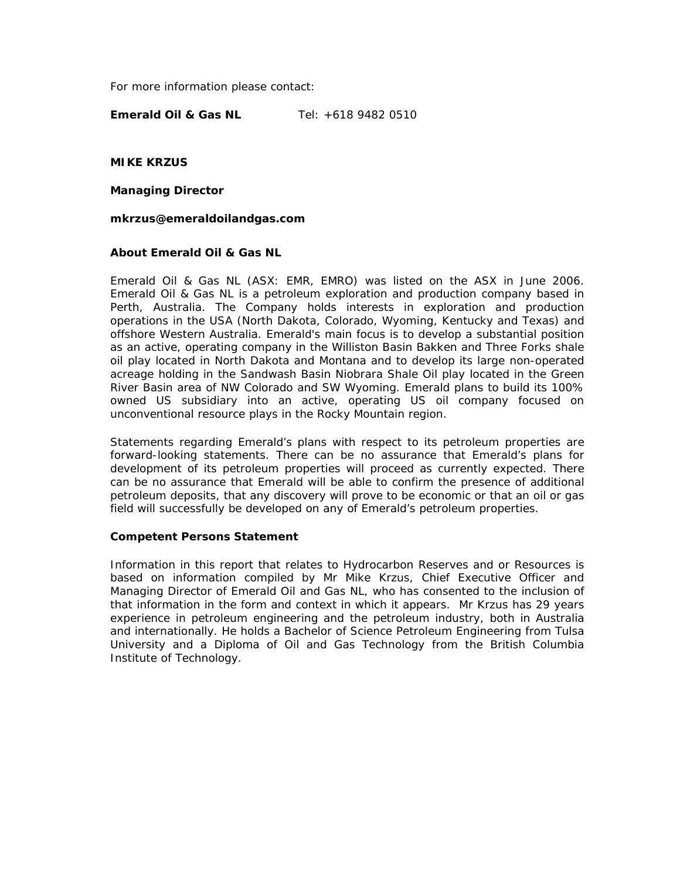For more information please contact:

**Emerald Oil & Gas NL** Tel: +618 9482 0510

**MIKE KRZUS**

**Managing Director**

**mkrzus@emeraldoilandgas.com**

**About Emerald Oil & Gas NL**

Emerald Oil & Gas NL (ASX: EMR, EMRO) was listed on the ASX in June 2006. Emerald Oil & Gas NL is a petroleum exploration and production company based in Perth, Australia. The Company holds interests in exploration and production operations in the USA (North Dakota, Colorado, Wyoming, Kentucky and Texas) and offshore Western Australia. Emerald's main focus is to develop a substantial position as an active, operating company in the Williston Basin Bakken and Three Forks shale oil play located in North Dakota and Montana and to develop its large non-operated acreage holding in the Sandwash Basin Niobrara Shale Oil play located in the Green River Basin area of NW Colorado and SW Wyoming. Emerald plans to build its 100% owned US subsidiary into an active, operating US oil company focused on unconventional resource plays in the Rocky Mountain region.

Statements regarding Emerald's plans with respect to its petroleum properties are forward-looking statements. There can be no assurance that Emerald's plans for development of its petroleum properties will proceed as currently expected. There can be no assurance that Emerald will be able to confirm the presence of additional petroleum deposits, that any discovery will prove to be economic or that an oil or gas field will successfully be developed on any of Emerald's petroleum properties.

**Competent Persons Statement**

Information in this report that relates to Hydrocarbon Reserves and or Resources is based on information compiled by Mr Mike Krzus, Chief Executive Officer and Managing Director of Emerald Oil and Gas NL, who has consented to the inclusion of that information in the form and context in which it appears. Mr Krzus has 29 years experience in petroleum engineering and the petroleum industry, both in Australia and internationally. He holds a Bachelor of Science Petroleum Engineering from Tulsa University and a Diploma of Oil and Gas Technology from the British Columbia Institute of Technology.